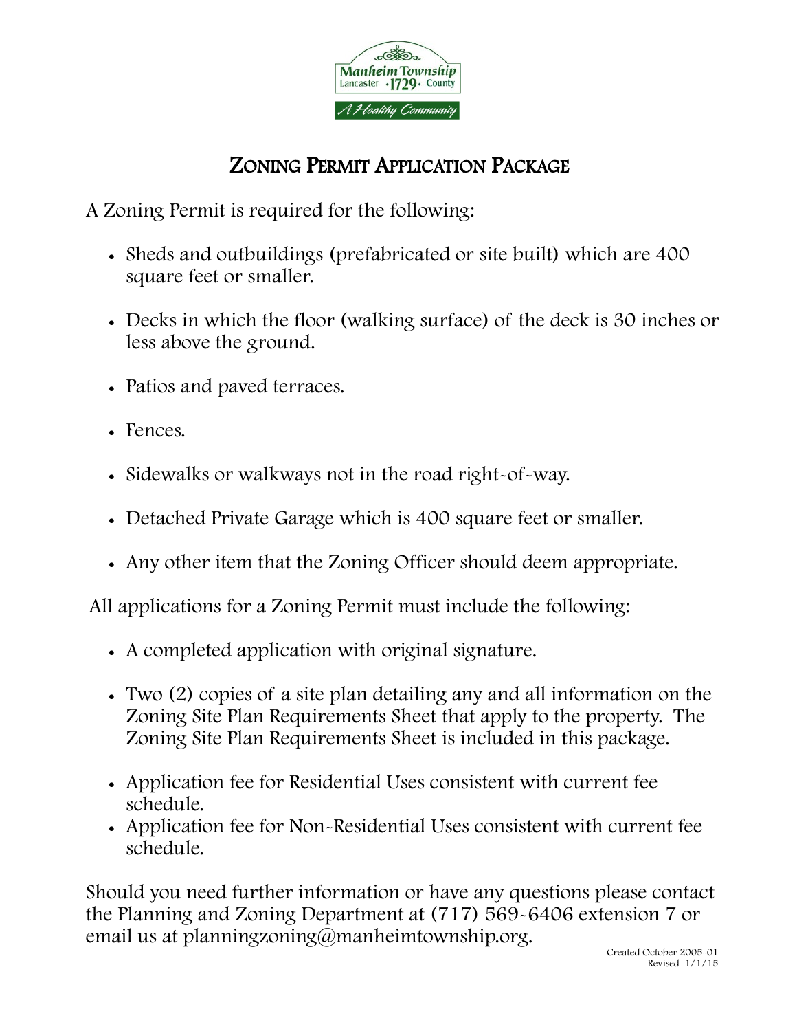Manheim Township
Lancaster ·1729· County
A Healthy Community

# ZONING PERMIT APPLICATION PACKAGE

A Zoning Permit is required for the following:

- Sheds and outbuildings (prefabricated or site built) which are 400 square feet or smaller.
- Decks in which the floor (walking surface) of the deck is 30 inches or less above the ground.
- Patios and paved terraces.
- Fences.
- Sidewalks or walkways not in the road right-of-way.
- Detached Private Garage which is 400 square feet or smaller.
- Any other item that the Zoning Officer should deem appropriate.

All applications for a Zoning Permit must include the following:

- A completed application with original signature.
- Two (2) copies of a site plan detailing any and all information on the Zoning Site Plan Requirements Sheet that apply to the property. The Zoning Site Plan Requirements Sheet is included in this package.
- Application fee for Residential Uses consistent with current fee schedule.
- Application fee for Non-Residential Uses consistent with current fee schedule.

Should you need further information or have any questions please contact the Planning and Zoning Department at (717) 569-6406 extension 7 or email us at planningzoning@manheimtownship.org.

Created October 2005-01
Revised 1/1/15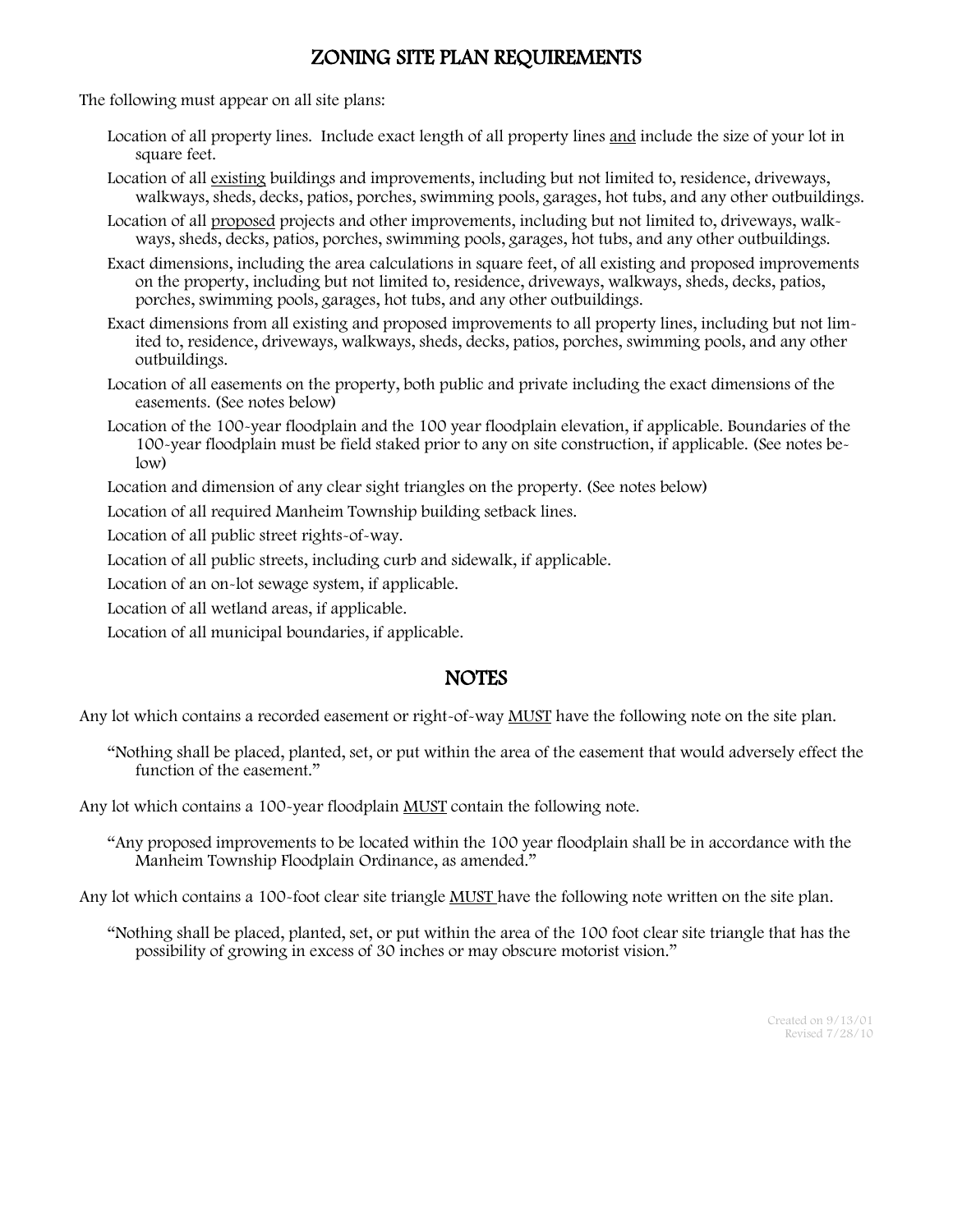# ZONING SITE PLAN REQUIREMENTS

The following must appear on all site plans:

- Location of all property lines. Include exact length of all property lines <u>and</u> include the size of your lot in square feet.
- Location of all <u>existing</u> buildings and improvements, including but not limited to, residence, driveways, walkways, sheds, decks, patios, porches, swimming pools, garages, hot tubs, and any other outbuildings.
- Location of all <u>proposed</u> projects and other improvements, including but not limited to, driveways, walkways, sheds, decks, patios, porches, swimming pools, garages, hot tubs, and any other outbuildings.
- Exact dimensions, including the area calculations in square feet, of all existing and proposed improvements on the property, including but not limited to, residence, driveways, walkways, sheds, decks, patios, porches, swimming pools, garages, hot tubs, and any other outbuildings.
- Exact dimensions from all existing and proposed improvements to all property lines, including but not limited to, residence, driveways, walkways, sheds, decks, patios, porches, swimming pools, and any other outbuildings.
- Location of all easements on the property, both public and private including the exact dimensions of the easements. (See notes below)
- Location of the 100-year floodplain and the 100 year floodplain elevation, if applicable. Boundaries of the 100-year floodplain must be field staked prior to any on site construction, if applicable. (See notes below)
- Location and dimension of any clear sight triangles on the property. (See notes below)
- Location of all required Manheim Township building setback lines.
- Location of all public street rights-of-way.
- Location of all public streets, including curb and sidewalk, if applicable.
- Location of an on-lot sewage system, if applicable.
- Location of all wetland areas, if applicable.
- Location of all municipal boundaries, if applicable.

## NOTES

Any lot which contains a recorded easement or right-of-way <u>MUST</u> have the following note on the site plan.

> "Nothing shall be placed, planted, set, or put within the area of the easement that would adversely effect the function of the easement."

Any lot which contains a 100-year floodplain <u>MUST</u> contain the following note.

> "Any proposed improvements to be located within the 100 year floodplain shall be in accordance with the Manheim Township Floodplain Ordinance, as amended."

Any lot which contains a 100-foot clear site triangle <u>MUST</u> have the following note written on the site plan.

> "Nothing shall be placed, planted, set, or put within the area of the 100 foot clear site triangle that has the possibility of growing in excess of 30 inches or may obscure motorist vision."

Created on 9/13/01
Revised 7/28/10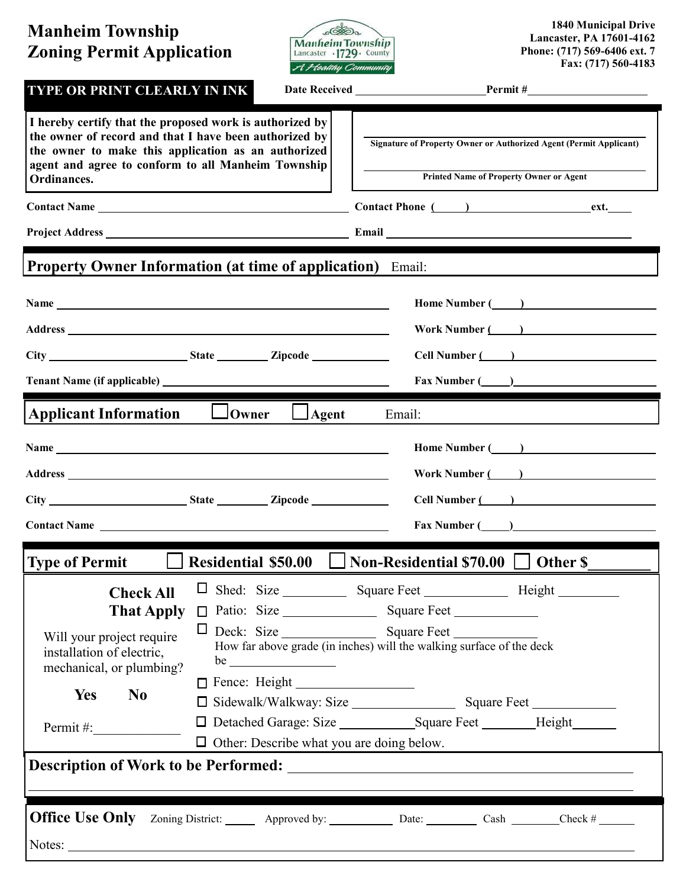# Manheim Township Zoning Permit Application

1840 Municipal Drive
Lancaster, PA 17601-4162
Phone: (717) 569-6406 ext. 7
Fax: (717) 560-4183

**TYPE OR PRINT CLEARLY IN INK** Date Received ____________ Permit # ____________

**I hereby certify that the proposed work is authorized by the owner of record and that I have been authorized by the owner to make this application as an authorized agent and agree to conform to all Manheim Township Ordinances.**

______________________________
**Signature of Property Owner or Authorized Agent (Permit Applicant)**

______________________________
**Printed Name of Property Owner or Agent**

**Contact Name** ____________ **Contact Phone** ( ) ____________ **ext.** ____

**Project Address** ____________ **Email** ____________

## Property Owner Information (at time of application) Email:

**Name** ____________ **Home Number** ( ) ____________

**Address** ____________ **Work Number** ( ) ____________

**City** ____________ **State** ________ **Zipcode** ________ **Cell Number** ( ) ____________

**Tenant Name (if applicable)** ____________ **Fax Number** ( ) ____________

## Applicant Information ☐ Owner ☐ Agent Email:

**Name** ____________ **Home Number** ( ) ____________

**Address** ____________ **Work Number** ( ) ____________

**City** ____________ **State** ________ **Zipcode** ________ **Cell Number** ( ) ____________

**Contact Name** ____________ **Fax Number** ( ) ____________

## Type of Permit ☐ Residential $50.00 ☐ Non-Residential $70.00 ☐ Other $________

**Check All That Apply**

Will your project require installation of electric, mechanical, or plumbing?

**Yes** **No**

Permit #: ____________

- ☐ Shed: Size ________ Square Feet ________ Height ________
- ☐ Patio: Size ________ Square Feet ________
- ☐ Deck: Size ________ Square Feet ________
  How far above grade (in inches) will the walking surface of the deck be ________
- ☐ Fence: Height ________
- ☐ Sidewalk/Walkway: Size ________ Square Feet ________
- ☐ Detached Garage: Size ________ Square Feet ________ Height ________
- ☐ Other: Describe what you are doing below.

## Description of Work to be Performed: ______________________________

______________________________

**Office Use Only** Zoning District: ____ Approved by: ________ Date: ________ Cash ________ Check # ______

Notes: ______________________________